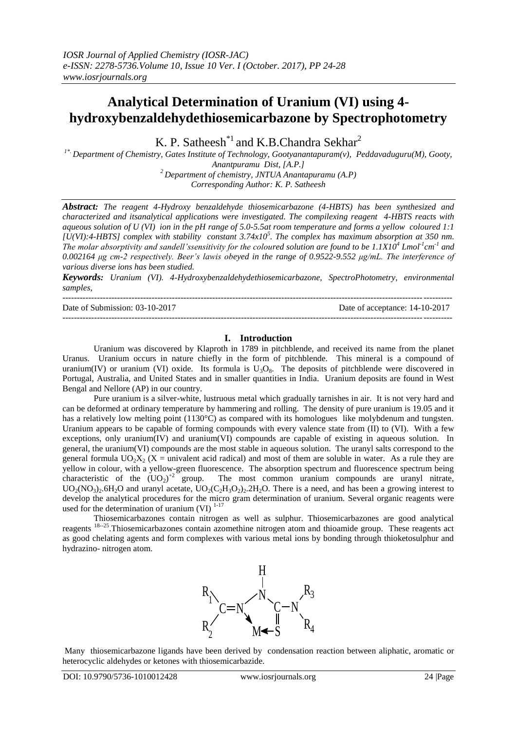*IOSR Journal of Applied Chemistry (IOSR-JAC)*
*e-ISSN: 2278-5736.Volume 10, Issue 10 Ver. I (October. 2017), PP 24-28*
*www.iosrjournals.org*

# Analytical Determination of Uranium (VI) using 4-hydroxybenzaldehydethiosemicarbazone by Spectrophotometry

K. P. Satheesh[*1] and K.B.Chandra Sekhar[2]

[1*] Department of Chemistry, Gates Institute of Technology, Gootyanantapuram(v), Peddavaduguru(M), Gooty, Anantpuramu Dist, [A.P.]
[2] Department of chemistry, JNTUA Anantapuramu (A.P)
Corresponding Author: K. P. Satheesh

***Abstract:*** *The reagent 4-Hydroxy benzaldehyde thiosemicarbazone (4-HBTS) has been synthesized and characterized and itsanalytical applications were investigated. The compilexing reagent 4-HBTS reacts with aqueous solution of U (VI) ion in the pH range of 5.0-5.5at room temperature and forms a yellow coloured 1:1 [U(VI):4-HBTS] complex with stability constant $3.74x10^5$. The complex has maximum absorption at 350 nm. The molar absorptivity and sandell'ssensitivity for the coloured solution are found to be $1.1X10^4$ $Lmol^{-1}cm^{-1}$ and 0.002164 μg cm-2 respectively. Beer's lawis obeyed in the range of 0.9522-9.552 μg/mL. The interference of various diverse ions has been studied.*

***Keywords:*** *Uranium (VI). 4-Hydroxybenzaldehydethiosemicarbazone, SpectroPhotometry, environmental samples,*

Date of Submission: 03-10-2017 Date of acceptance: 14-10-2017

## I. Introduction

Uranium was discovered by Klaproth in 1789 in pitchblende, and received its name from the planet Uranus. Uranium occurs in nature chiefly in the form of pitchblende. This mineral is a compound of uranium(IV) or uranium (VI) oxide. Its formula is $U_3O_8$. The deposits of pitchblende were discovered in Portugal, Australia, and United States and in smaller quantities in India. Uranium deposits are found in West Bengal and Nellore (AP) in our country.

Pure uranium is a silver-white, lustruous metal which gradually tarnishes in air. It is not very hard and can be deformed at ordinary temperature by hammering and rolling. The density of pure uranium is 19.05 and it has a relatively low melting point (1130°C) as compared with its homologues like molybdenum and tungsten. Uranium appears to be capable of forming compounds with every valence state from (II) to (VI). With a few exceptions, only uranium(IV) and uranium(VI) compounds are capable of existing in aqueous solution. In general, the uranium(VI) compounds are the most stable in aqueous solution. The uranyl salts correspond to the general formula $UO_2X_2$ (X = univalent acid radical) and most of them are soluble in water. As a rule they are yellow in colour, with a yellow-green fluorescence. The absorption spectrum and fluorescence spectrum being characteristic of the $(UO_2)^{+2}$ group. The most common uranium compounds are uranyl nitrate, $UO_2(NO_3)_2.6H_2O$ and uranyl acetate, $UO_2(C_2H_3O_2)_2.2H_2O$. There is a need, and has been a growing interest to develop the analytical procedures for the micro gram determination of uranium. Several organic reagents were used for the determination of uranium (VI) [1-17]

Thiosemicarbazones contain nitrogen as well as sulphur. Thiosemicarbazones are good analytical reagents [18--25].Thiosemicarbazones contain azomethine nitrogen atom and thioamide group. These reagents act as good chelating agents and form complexes with various metal ions by bonding through thioketosulphur and hydrazino- nitrogen atom.

Many thiosemicarbazone ligands have been derived by condensation reaction between aliphatic, aromatic or heterocyclic aldehydes or ketones with thiosemicarbazide.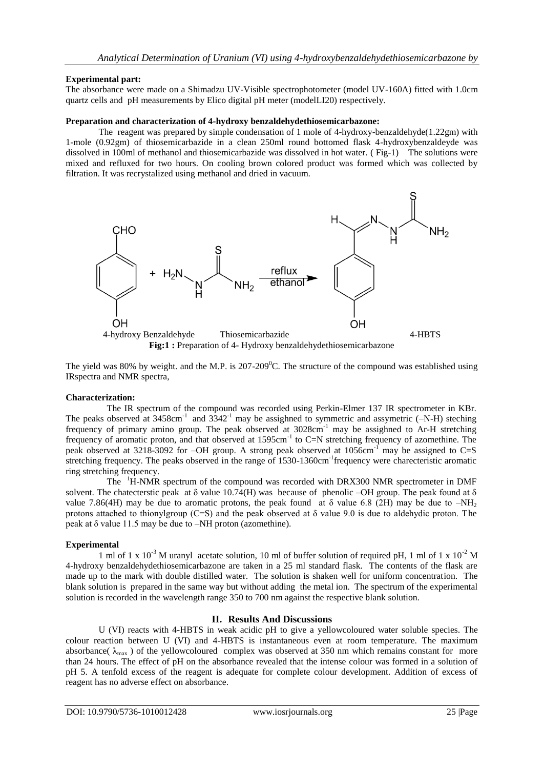**Experimental part:**

The absorbance were made on a Shimadzu UV-Visible spectrophotometer (model UV-160A) fitted with 1.0cm quartz cells and pH measurements by Elico digital pH meter (modelLI20) respectively.

**Preparation and characterization of 4-hydroxy benzaldehydethiosemicarbazone:**

The reagent was prepared by simple condensation of 1 mole of 4-hydroxy-benzaldehyde(1.22gm) with 1-mole (0.92gm) of thiosemicarbazide in a clean 250ml round bottomed flask 4-hydroxybenzaldeyde was dissolved in 100ml of methanol and thiosemicarbazide was dissolved in hot water. ( Fig-1) The solutions were mixed and refluxed for two hours. On cooling brown colored product was formed which was collected by filtration. It was recrystalized using methanol and dried in vacuum.

4-hydroxy Benzaldehyde Thiosemicarbazide 4-HBTS

**Fig:1 :** Preparation of 4- Hydroxy benzaldehydethiosemicarbazone

The yield was 80% by weight. and the M.P. is 207-209$^0$C. The structure of the compound was established using IRspectra and NMR spectra,

**Characterization:**

The IR spectrum of the compound was recorded using Perkin-Elmer 137 IR spectrometer in KBr. The peaks observed at 3458cm$^{-1}$ and 3342$^{-1}$ may be assighned to symmetric and assymetric (–N-H) steching frequency of primary amino group. The peak observed at 3028cm$^{-1}$ may be assighned to Ar-H stretching frequency of aromatic proton, and that observed at 1595cm$^{-1}$ to C=N stretching frequency of azomethine. The peak observed at 3218-3092 for –OH group. A strong peak observed at 1056cm$^{-1}$ may be assigned to C=S stretching frequency. The peaks observed in the range of 1530-1360cm$^{-1}$frequency were charecteristic aromatic ring stretching frequency.

The $^1$H-NMR spectrum of the compound was recorded with DRX300 NMR spectrometer in DMF solvent. The chatecterstic peak at δ value 10.74(H) was because of phenolic –OH group. The peak found at δ value 7.86(4H) may be due to aromatic protons, the peak found at δ value 6.8 (2H) may be due to $-NH_2$ protons attached to thionylgroup (C=S) and the peak observed at δ value 9.0 is due to aldehydic proton. The peak at δ value 11.5 may be due to –NH proton (azomethine).

**Experimental**

1 ml of 1 x 10$^{-3}$ M uranyl acetate solution, 10 ml of buffer solution of required pH, 1 ml of 1 x 10$^{-2}$ M 4-hydroxy benzaldehydethiosemicarbazone are taken in a 25 ml standard flask. The contents of the flask are made up to the mark with double distilled water. The solution is shaken well for uniform concentration. The blank solution is prepared in the same way but without adding the metal ion. The spectrum of the experimental solution is recorded in the wavelength range 350 to 700 nm against the respective blank solution.

## II. Results And Discussions

U (VI) reacts with 4-HBTS in weak acidic pH to give a yellowcoloured water soluble species. The colour reaction between U (VI) and 4-HBTS is instantaneous even at room temperature. The maximum absorbance( $\lambda_{max}$ ) of the yellowcoloured complex was observed at 350 nm which remains constant for more than 24 hours. The effect of pH on the absorbance revealed that the intense colour was formed in a solution of pH 5. A tenfold excess of the reagent is adequate for complete colour development. Addition of excess of reagent has no adverse effect on absorbance.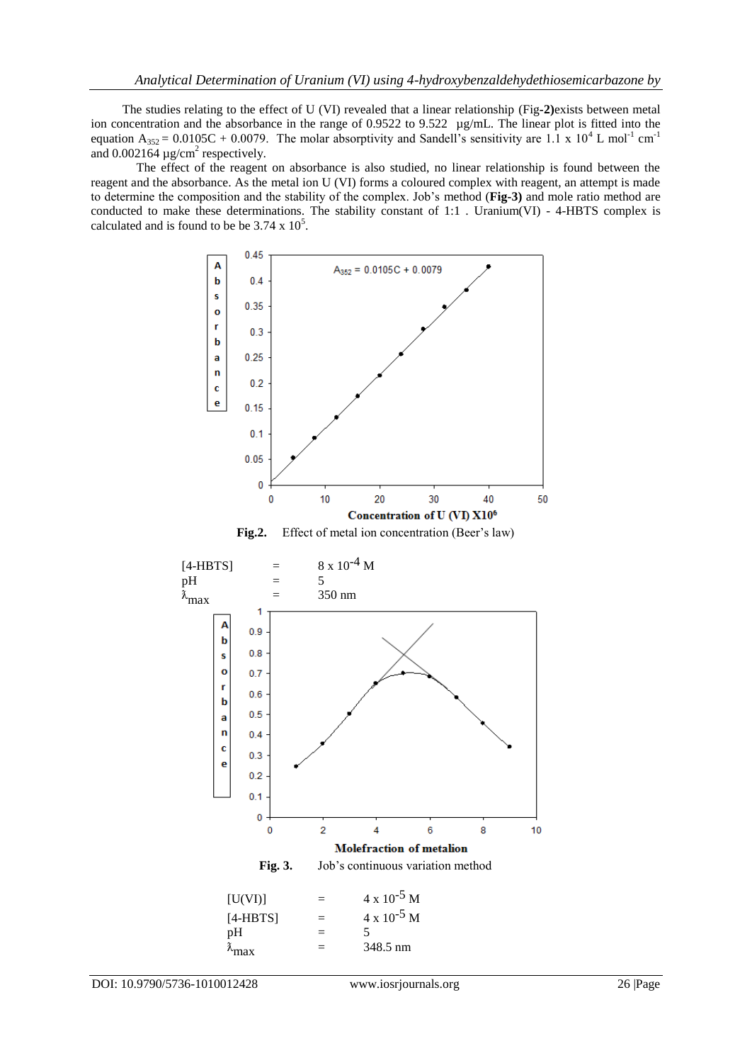The studies relating to the effect of U (VI) revealed that a linear relationship (Fig-**2)**exists between metal ion concentration and the absorbance in the range of 0.9522 to 9.522 µg/mL. The linear plot is fitted into the equation $A_{352} = 0.0105C + 0.0079$. The molar absorptivity and Sandell's sensitivity are $1.1 \times 10^4$ L $mol^{-1}$ $cm^{-1}$ and 0.002164 µg/$cm^2$ respectively.

The effect of the reagent on absorbance is also studied, no linear relationship is found between the reagent and the absorbance. As the metal ion U (VI) forms a coloured complex with reagent, an attempt is made to determine the composition and the stability of the complex. Job's method (**Fig-3)** and mole ratio method are conducted to make these determinations. The stability constant of 1:1 . Uranium(VI) - 4-HBTS complex is calculated and is found to be be $3.74 \times 10^5$.

**Fig.2.** Effect of metal ion concentration (Beer's law)

[4-HBTS] = $8 \times 10^{-4}$ M
pH = 5
$\lambda_{max}$ = 350 nm

**Fig. 3.** Job's continuous variation method

[U(VI)] = $4 \times 10^{-5}$ M
[4-HBTS] = $4 \times 10^{-5}$ M
pH = 5
$\lambda_{max}$ = 348.5 nm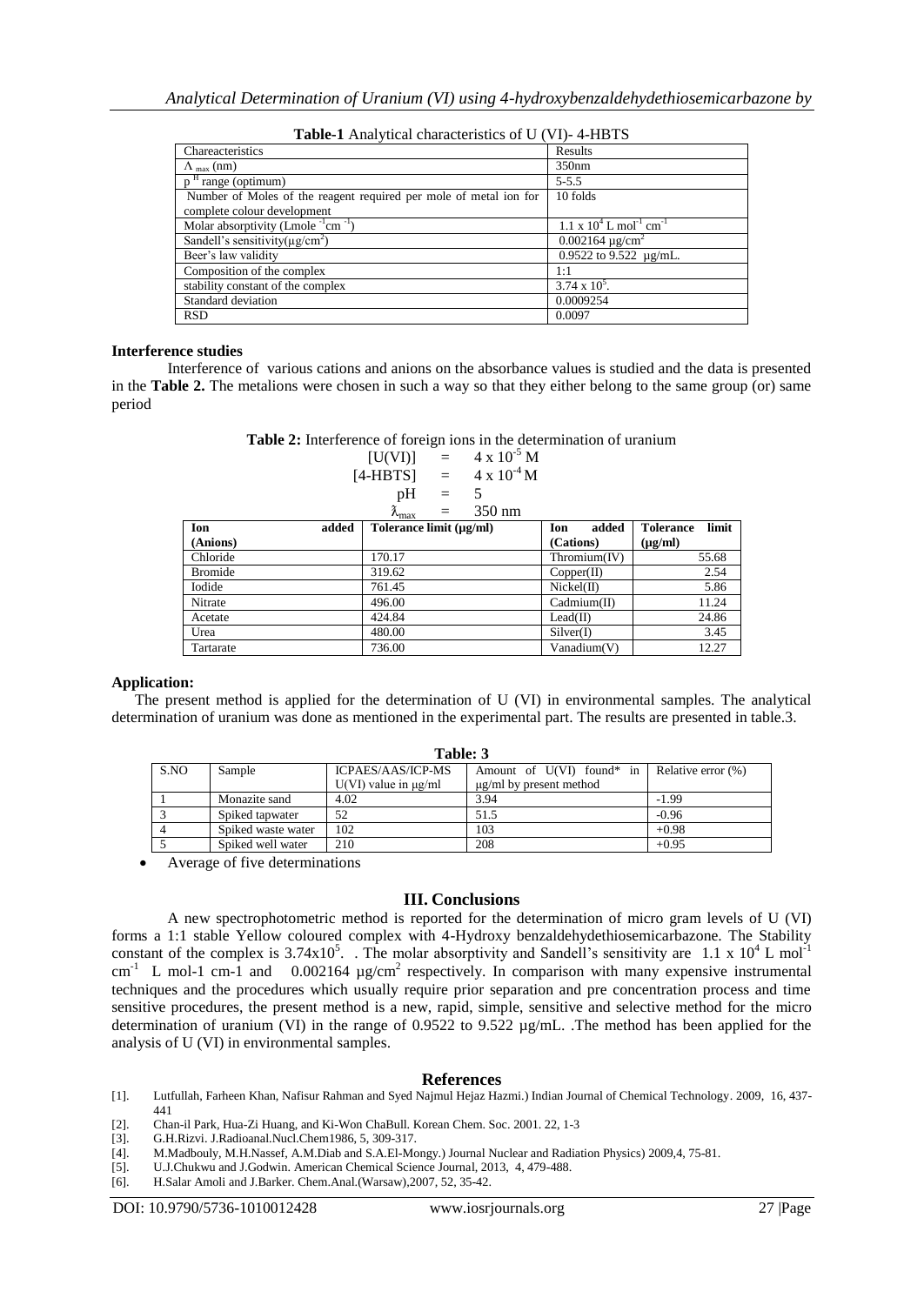**Table-1** Analytical characteristics of U (VI)- 4-HBTS

| Chareacteristics | Results |
|---|---|
| $\Lambda_{max}$ (nm) | 350nm |
| $p^H$ range (optimum) | 5-5.5 |
| Number of Moles of the reagent required per mole of metal ion for complete colour development | 10 folds |
| Molar absorptivity (Lmole $^{-1}$cm $^{-1}$) | $1.1 \times 10^4$ L mol$^{-1}$ cm$^{-1}$ |
| Sandell's sensitivity(µg/cm$^2$) | 0.002164 µg/cm$^2$ |
| Beer's law validity | 0.9522 to 9.522 µg/mL. |
| Composition of the complex | 1:1 |
| stability constant of the complex | $3.74 \times 10^5$. |
| Standard deviation | 0.0009254 |
| RSD | 0.0097 |

### Interference studies

Interference of various cations and anions on the absorbance values is studied and the data is presented in the **Table 2.** The metalions were chosen in such a way so that they either belong to the same group (or) same period

**Table 2:** Interference of foreign ions in the determination of uranium

[U(VI)] = $4 \times 10^{-5}$ M
[4-HBTS] = $4 \times 10^{-4}$ M
pH = 5
$\lambda_{max}$ = 350 nm

| Ion added (Anions) | Tolerance limit (µg/ml) | Ion added (Cations) | Tolerance limit (µg/ml) |
|---|---|---|---|
| Chloride | 170.17 | Thromium(IV) | 55.68 |
| Bromide | 319.62 | Copper(II) | 2.54 |
| Iodide | 761.45 | Nickel(II) | 5.86 |
| Nitrate | 496.00 | Cadmium(II) | 11.24 |
| Acetate | 424.84 | Lead(II) | 24.86 |
| Urea | 480.00 | Silver(I) | 3.45 |
| Tartarate | 736.00 | Vanadium(V) | 12.27 |

### Application:

The present method is applied for the determination of U (VI) in environmental samples. The analytical determination of uranium was done as mentioned in the experimental part. The results are presented in table.3.

**Table: 3**

| S.NO | Sample | ICPAES/AAS/ICP-MS U(VI) value in µg/ml | Amount of U(VI) found* in µg/ml by present method | Relative error (%) |
|---|---|---|---|---|
| 1 | Monazite sand | 4.02 | 3.94 | -1.99 |
| 3 | Spiked tapwater | 52 | 51.5 | -0.96 |
| 4 | Spiked waste water | 102 | 103 | +0.98 |
| 5 | Spiked well water | 210 | 208 | +0.95 |

- Average of five determinations

## III. Conclusions

A new spectrophotometric method is reported for the determination of micro gram levels of U (VI) forms a 1:1 stable Yellow coloured complex with 4-Hydroxy benzaldehydethiosemicarbazone. The Stability constant of the complex is $3.74 \times 10^5$. . The molar absorptivity and Sandell's sensitivity are $1.1 \times 10^4$ L mol$^{-1}$ cm$^{-1}$ L mol-1 cm-1 and 0.002164 µg/cm$^2$ respectively. In comparison with many expensive instrumental techniques and the procedures which usually require prior separation and pre concentration process and time sensitive procedures, the present method is a new, rapid, simple, sensitive and selective method for the micro determination of uranium (VI) in the range of 0.9522 to 9.522 µg/mL. .The method has been applied for the analysis of U (VI) in environmental samples.

## References

[1]. Lutfullah, Farheen Khan, Nafisur Rahman and Syed Najmul Hejaz Hazmi.) Indian Journal of Chemical Technology. 2009, 16, 437-441

[2]. Chan-il Park, Hua-Zi Huang, and Ki-Won ChaBull. Korean Chem. Soc. 2001. 22, 1-3

[3]. G.H.Rizvi. J.Radioanal.Nucl.Chem1986, 5, 309-317.

[4]. M.Madbouly, M.H.Nassef, A.M.Diab and S.A.El-Mongy.) Journal Nuclear and Radiation Physics) 2009,4, 75-81.

[5]. U.J.Chukwu and J.Godwin. American Chemical Science Journal, 2013, 4, 479-488.

[6]. H.Salar Amoli and J.Barker. Chem.Anal.(Warsaw),2007, 52, 35-42.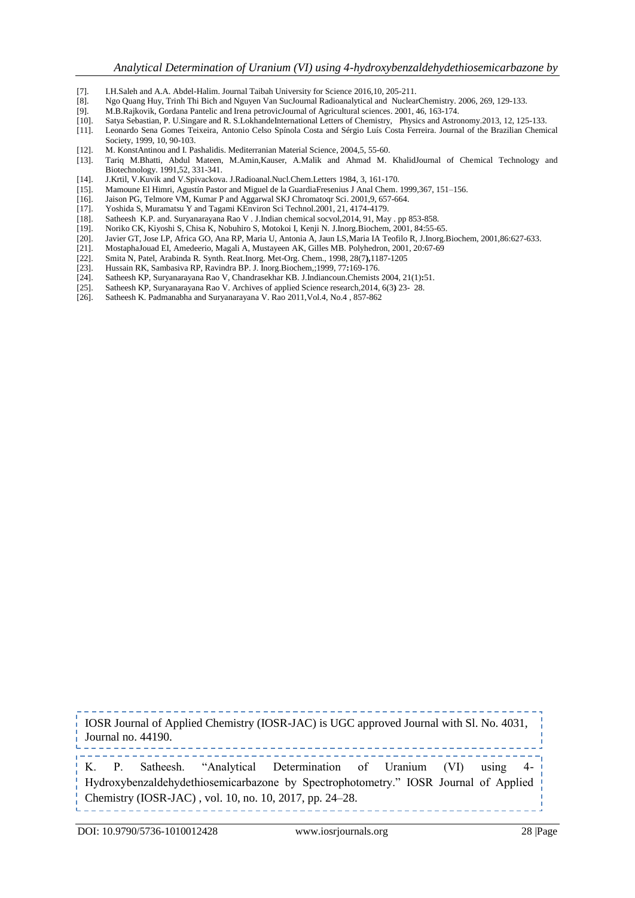[7]. I.H.Saleh and A.A. Abdel-Halim. Journal Taibah University for Science 2016,10, 205-211.

[8]. Ngo Quang Huy, Trinh Thi Bich and Nguyen Van SucJournal Radioanalytical and NuclearChemistry. 2006, 269, 129-133.

[9]. M.B.Rajkovik, Gordana Pantelic and Irena petrovicJournal of Agricultural sciences. 2001, 46, 163-174.

[10]. Satya Sebastian, P. U.Singare and R. S.LokhandeInternational Letters of Chemistry, Physics and Astronomy.2013, 12, 125-133.

[11]. Leonardo Sena Gomes Teixeira, Antonio Celso Spínola Costa and Sérgio Luís Costa Ferreira. Journal of the Brazilian Chemical Society, 1999, 10, 90-103.

[12]. M. KonstAntinou and I. Pashalidis. Mediterranian Material Science, 2004,5, 55-60.

[13]. Tariq M.Bhatti, Abdul Mateen, M.Amin,Kauser, A.Malik and Ahmad M. KhalidJournal of Chemical Technology and Biotechnology. 1991,52, 331-341.

[14]. J.Krtil, V.Kuvik and V.Spivackova. J.Radioanal.Nucl.Chem.Letters 1984, 3, 161-170.

[15]. Mamoune El Himri, Agustín Pastor and Miguel de la GuardiaFresenius J Anal Chem. 1999,367, 151–156.

[16]. Jaison PG, Telmore VM, Kumar P and Aggarwal SKJ Chromatoqr Sci. 2001,9, 657-664.

[17]. Yoshida S, Muramatsu Y and Tagami KEnviron Sci Technol.2001, 21, 4174-4179.

[18]. Satheesh K.P. and. Suryanarayana Rao V . J.Indian chemical socvol,2014, 91, May . pp 853-858.

[19]. Noriko CK, Kiyoshi S, Chisa K, Nobuhiro S, Motokoi I, Kenji N. J.Inorg.Biochem, 2001, 84:55-65.

[20]. Javier GT, Jose LP, Africa GO, Ana RP, Maria U, Antonia A, Jaun LS,Maria IA Teofilo R, J.Inorg.Biochem, 2001,86:627-633.

[21]. MostaphaJouad EI, Amedeerio, Magali A, Mustayeen AK, Gilles MB. Polyhedron, 2001, 20:67-69

[22]. Smita N, Patel, Arabinda R. Synth. Reat.Inorg. Met-Org. Chem., 1998, 28(7**)**,1187-1205

[23]. Hussain RK, Sambasiva RP, Ravindra BP. J. Inorg.Biochem,;1999, 77**:**169-176.

[24]. Satheesh KP, Suryanarayana Rao V, Chandrasekhar KB. J.Indiancoun.Chemists 2004, 21(1)**:**51.

[25]. Satheesh KP, Suryanarayana Rao V. Archives of applied Science research,2014, 6(3**)** 23- 28.

[26]. Satheesh K. Padmanabha and Suryanarayana V. Rao 2011,Vol.4, No.4 , 857-862

IOSR Journal of Applied Chemistry (IOSR-JAC) is UGC approved Journal with Sl. No. 4031, Journal no. 44190.

K. P. Satheesh. "Analytical Determination of Uranium (VI) using 4-Hydroxybenzaldehydethiosemicarbazone by Spectrophotometry." IOSR Journal of Applied Chemistry (IOSR-JAC) , vol. 10, no. 10, 2017, pp. 24–28.